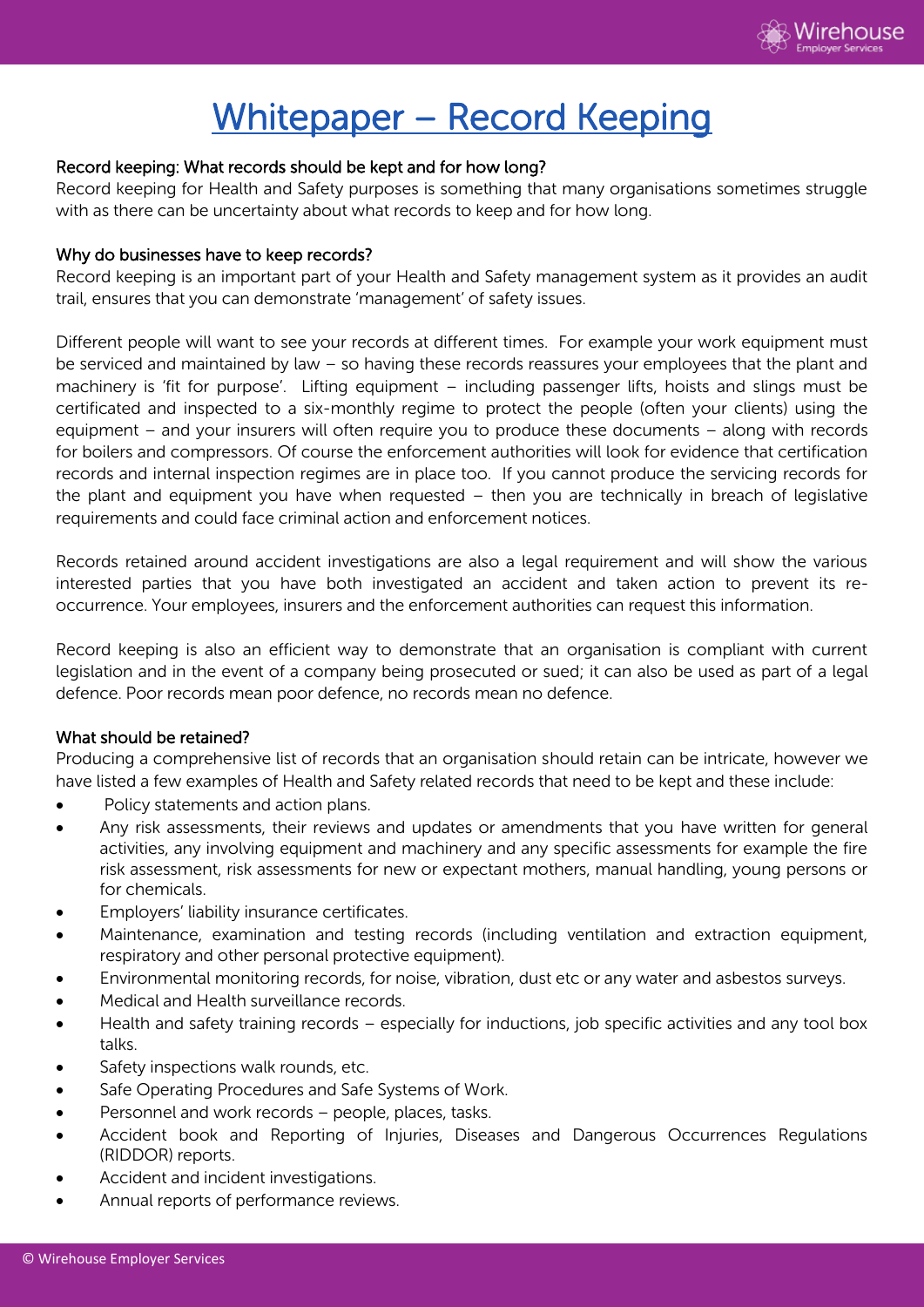# Whitepaper – Record Keeping

## Record keeping: What records should be kept and for how long?

Record keeping for Health and Safety purposes is something that many organisations sometimes struggle with as there can be uncertainty about what records to keep and for how long.

## Why do businesses have to keep records?

Record keeping is an important part of your Health and Safety management system as it provides an audit trail, ensures that you can demonstrate 'management' of safety issues.

Different people will want to see your records at different times. For example your work equipment must be serviced and maintained by law – so having these records reassures your employees that the plant and machinery is 'fit for purpose'. Lifting equipment – including passenger lifts, hoists and slings must be certificated and inspected to a six-monthly regime to protect the people (often your clients) using the equipment – and your insurers will often require you to produce these documents – along with records for boilers and compressors. Of course the enforcement authorities will look for evidence that certification records and internal inspection regimes are in place too. If you cannot produce the servicing records for the plant and equipment you have when requested – then you are technically in breach of legislative requirements and could face criminal action and enforcement notices.

Records retained around accident investigations are also a legal requirement and will show the various interested parties that you have both investigated an accident and taken action to prevent its re-occurrence. Your employees, insurers and the enforcement authorities can request this information.

Record keeping is also an efficient way to demonstrate that an organisation is compliant with current legislation and in the event of a company being prosecuted or sued; it can also be used as part of a legal defence. Poor records mean poor defence, no records mean no defence.

## What should be retained?

Producing a comprehensive list of records that an organisation should retain can be intricate, however we have listed a few examples of Health and Safety related records that need to be kept and these include:

- Policy statements and action plans.
- Any risk assessments, their reviews and updates or amendments that you have written for general activities, any involving equipment and machinery and any specific assessments for example the fire risk assessment, risk assessments for new or expectant mothers, manual handling, young persons or for chemicals.
- Employers' liability insurance certificates.
- Maintenance, examination and testing records (including ventilation and extraction equipment, respiratory and other personal protective equipment).
- Environmental monitoring records, for noise, vibration, dust etc or any water and asbestos surveys.
- Medical and Health surveillance records.
- Health and safety training records – especially for inductions, job specific activities and any tool box talks.
- Safety inspections walk rounds, etc.
- Safe Operating Procedures and Safe Systems of Work.
- Personnel and work records – people, places, tasks.
- Accident book and Reporting of Injuries, Diseases and Dangerous Occurrences Regulations (RIDDOR) reports.
- Accident and incident investigations.
- Annual reports of performance reviews.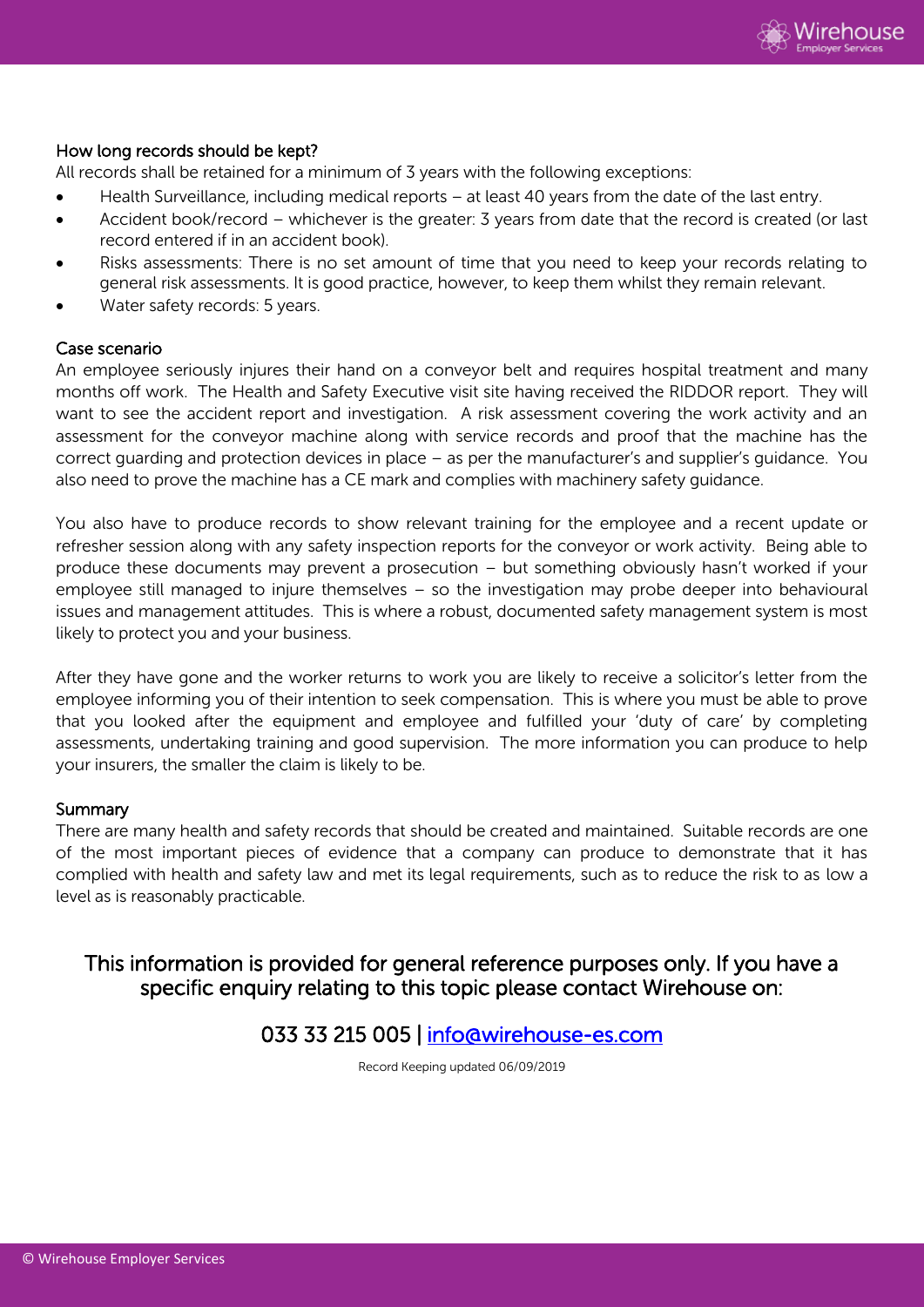### How long records should be kept?

All records shall be retained for a minimum of 3 years with the following exceptions:

- Health Surveillance, including medical reports – at least 40 years from the date of the last entry.
- Accident book/record – whichever is the greater: 3 years from date that the record is created (or last record entered if in an accident book).
- Risks assessments: There is no set amount of time that you need to keep your records relating to general risk assessments. It is good practice, however, to keep them whilst they remain relevant.
- Water safety records: 5 years.

### Case scenario

An employee seriously injures their hand on a conveyor belt and requires hospital treatment and many months off work. The Health and Safety Executive visit site having received the RIDDOR report. They will want to see the accident report and investigation. A risk assessment covering the work activity and an assessment for the conveyor machine along with service records and proof that the machine has the correct guarding and protection devices in place – as per the manufacturer's and supplier's guidance. You also need to prove the machine has a CE mark and complies with machinery safety guidance.

You also have to produce records to show relevant training for the employee and a recent update or refresher session along with any safety inspection reports for the conveyor or work activity. Being able to produce these documents may prevent a prosecution – but something obviously hasn't worked if your employee still managed to injure themselves – so the investigation may probe deeper into behavioural issues and management attitudes. This is where a robust, documented safety management system is most likely to protect you and your business.

After they have gone and the worker returns to work you are likely to receive a solicitor's letter from the employee informing you of their intention to seek compensation. This is where you must be able to prove that you looked after the equipment and employee and fulfilled your 'duty of care' by completing assessments, undertaking training and good supervision. The more information you can produce to help your insurers, the smaller the claim is likely to be.

### Summary

There are many health and safety records that should be created and maintained. Suitable records are one of the most important pieces of evidence that a company can produce to demonstrate that it has complied with health and safety law and met its legal requirements, such as to reduce the risk to as low a level as is reasonably practicable.

**This information is provided for general reference purposes only. If you have a specific enquiry relating to this topic please contact Wirehouse on:**

**033 33 215 005 | info@wirehouse-es.com**

Record Keeping updated 06/09/2019